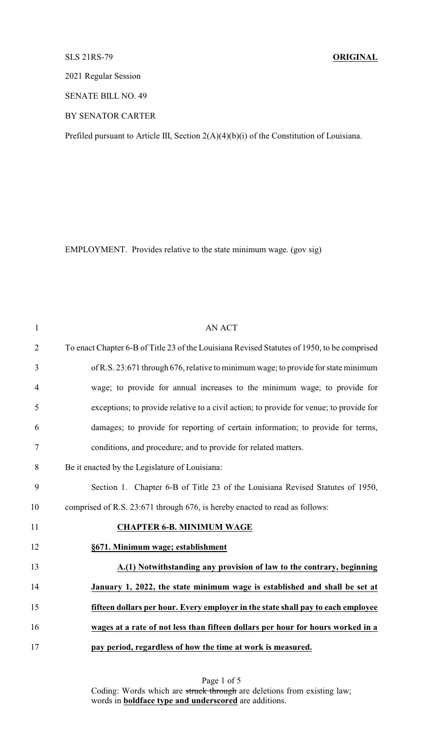SLS 21RS-79 **ORIGINAL**

2021 Regular Session

SENATE BILL NO. 49

BY SENATOR CARTER

Prefiled pursuant to Article III, Section 2(A)(4)(b)(i) of the Constitution of Louisiana.

EMPLOYMENT. Provides relative to the state minimum wage. (gov sig)

AN ACT

To enact Chapter 6-B of Title 23 of the Louisiana Revised Statutes of 1950, to be comprised of R.S. 23:671 through 676, relative to minimum wage; to provide for state minimum wage; to provide for annual increases to the minimum wage; to provide for exceptions; to provide relative to a civil action; to provide for venue; to provide for damages; to provide for reporting of certain information; to provide for terms, conditions, and procedure; and to provide for related matters.

Be it enacted by the Legislature of Louisiana:

Section 1. Chapter 6-B of Title 23 of the Louisiana Revised Statutes of 1950, comprised of R.S. 23:671 through 676, is hereby enacted to read as follows:

**CHAPTER 6-B. MINIMUM WAGE**

**§671. Minimum wage; establishment**

**A.(1) Notwithstanding any provision of law to the contrary, beginning January 1, 2022, the state minimum wage is established and shall be set at fifteen dollars per hour. Every employer in the state shall pay to each employee wages at a rate of not less than fifteen dollars per hour for hours worked in a pay period, regardless of how the time at work is measured.**

Coding: Words which are ~~struck through~~ are deletions from existing law; words in **boldface type and underscored** are additions.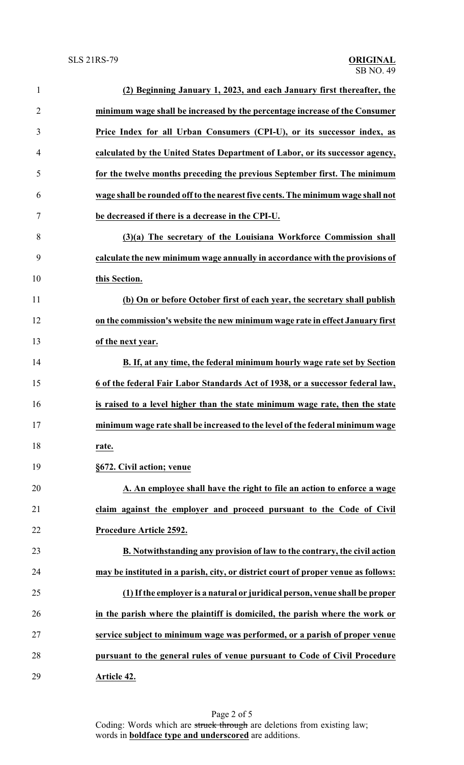**(2) Beginning January 1, 2023, and each January first thereafter, the minimum wage shall be increased by the percentage increase of the Consumer Price Index for all Urban Consumers (CPI-U), or its successor index, as calculated by the United States Department of Labor, or its successor agency, for the twelve months preceding the previous September first. The minimum wage shall be rounded off to the nearest five cents. The minimum wage shall not be decreased if there is a decrease in the CPI-U.**

**(3)(a) The secretary of the Louisiana Workforce Commission shall calculate the new minimum wage annually in accordance with the provisions of this Section.**

**(b) On or before October first of each year, the secretary shall publish on the commission's website the new minimum wage rate in effect January first of the next year.**

**B. If, at any time, the federal minimum hourly wage rate set by Section 6 of the federal Fair Labor Standards Act of 1938, or a successor federal law, is raised to a level higher than the state minimum wage rate, then the state minimum wage rate shall be increased to the level of the federal minimum wage rate.**

**§672. Civil action; venue**

**A. An employee shall have the right to file an action to enforce a wage claim against the employer and proceed pursuant to the Code of Civil Procedure Article 2592.**

**B. Notwithstanding any provision of law to the contrary, the civil action may be instituted in a parish, city, or district court of proper venue as follows:**

**(1) If the employer is a natural or juridical person, venue shall be proper in the parish where the plaintiff is domiciled, the parish where the work or service subject to minimum wage was performed, or a parish of proper venue pursuant to the general rules of venue pursuant to Code of Civil Procedure Article 42.**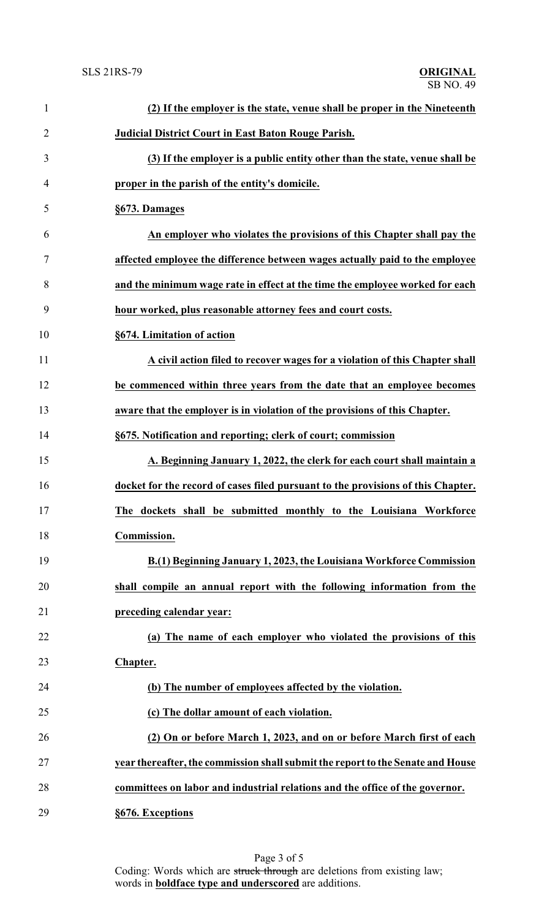**(2) If the employer is the state, venue shall be proper in the Nineteenth Judicial District Court in East Baton Rouge Parish.**

**(3) If the employer is a public entity other than the state, venue shall be proper in the parish of the entity's domicile.**

**§673. Damages**

**An employer who violates the provisions of this Chapter shall pay the affected employee the difference between wages actually paid to the employee and the minimum wage rate in effect at the time the employee worked for each hour worked, plus reasonable attorney fees and court costs.**

**§674. Limitation of action**

**A civil action filed to recover wages for a violation of this Chapter shall be commenced within three years from the date that an employee becomes aware that the employer is in violation of the provisions of this Chapter.**

**§675. Notification and reporting; clerk of court; commission**

**A. Beginning January 1, 2022, the clerk for each court shall maintain a docket for the record of cases filed pursuant to the provisions of this Chapter. The dockets shall be submitted monthly to the Louisiana Workforce Commission.**

**B.(1) Beginning January 1, 2023, the Louisiana Workforce Commission shall compile an annual report with the following information from the preceding calendar year:**

**(a) The name of each employer who violated the provisions of this Chapter.**

**(b) The number of employees affected by the violation.**

**(c) The dollar amount of each violation.**

**(2) On or before March 1, 2023, and on or before March first of each year thereafter, the commission shall submit the report to the Senate and House committees on labor and industrial relations and the office of the governor.**

**§676. Exceptions**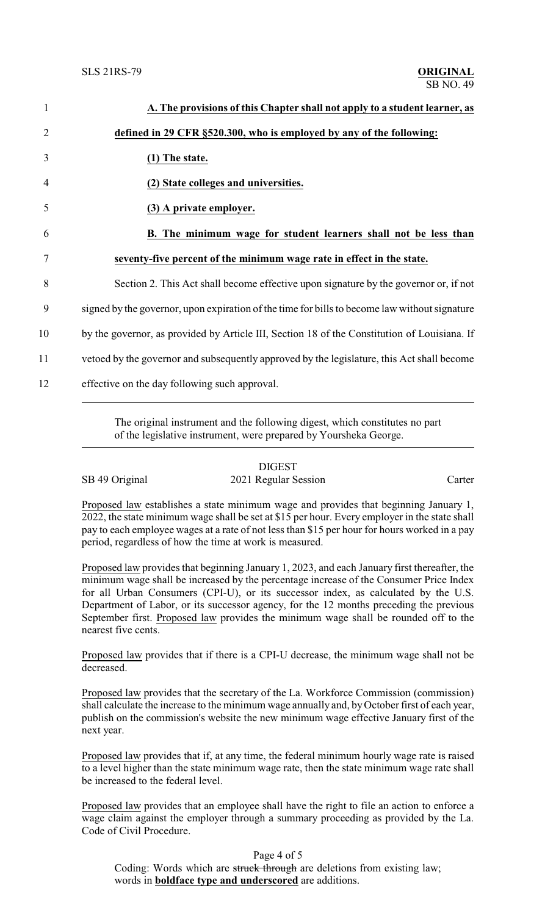**A. The provisions of this Chapter shall not apply to a student learner, as defined in 29 CFR §520.300, who is employed by any of the following:**

**(1) The state.**

**(2) State colleges and universities.**

**(3) A private employer.**

**B. The minimum wage for student learners shall not be less than seventy-five percent of the minimum wage rate in effect in the state.**

Section 2. This Act shall become effective upon signature by the governor or, if not signed by the governor, upon expiration of the time for bills to become law without signature by the governor, as provided by Article III, Section 18 of the Constitution of Louisiana. If vetoed by the governor and subsequently approved by the legislature, this Act shall become effective on the day following such approval.

---

The original instrument and the following digest, which constitutes no part of the legislative instrument, were prepared by Yoursheka George.

---

DIGEST

SB 49 Original — 2021 Regular Session — Carter

Proposed law establishes a state minimum wage and provides that beginning January 1, 2022, the state minimum wage shall be set at $15 per hour. Every employer in the state shall pay to each employee wages at a rate of not less than $15 per hour for hours worked in a pay period, regardless of how the time at work is measured.

Proposed law provides that beginning January 1, 2023, and each January first thereafter, the minimum wage shall be increased by the percentage increase of the Consumer Price Index for all Urban Consumers (CPI-U), or its successor index, as calculated by the U.S. Department of Labor, or its successor agency, for the 12 months preceding the previous September first. Proposed law provides the minimum wage shall be rounded off to the nearest five cents.

Proposed law provides that if there is a CPI-U decrease, the minimum wage shall not be decreased.

Proposed law provides that the secretary of the La. Workforce Commission (commission) shall calculate the increase to the minimum wage annually and, by October first of each year, publish on the commission's website the new minimum wage effective January first of the next year.

Proposed law provides that if, at any time, the federal minimum hourly wage rate is raised to a level higher than the state minimum wage rate, then the state minimum wage rate shall be increased to the federal level.

Proposed law provides that an employee shall have the right to file an action to enforce a wage claim against the employer through a summary proceeding as provided by the La. Code of Civil Procedure.

Coding: Words which are ~~struck through~~ are deletions from existing law; words in **boldface type and underscored** are additions.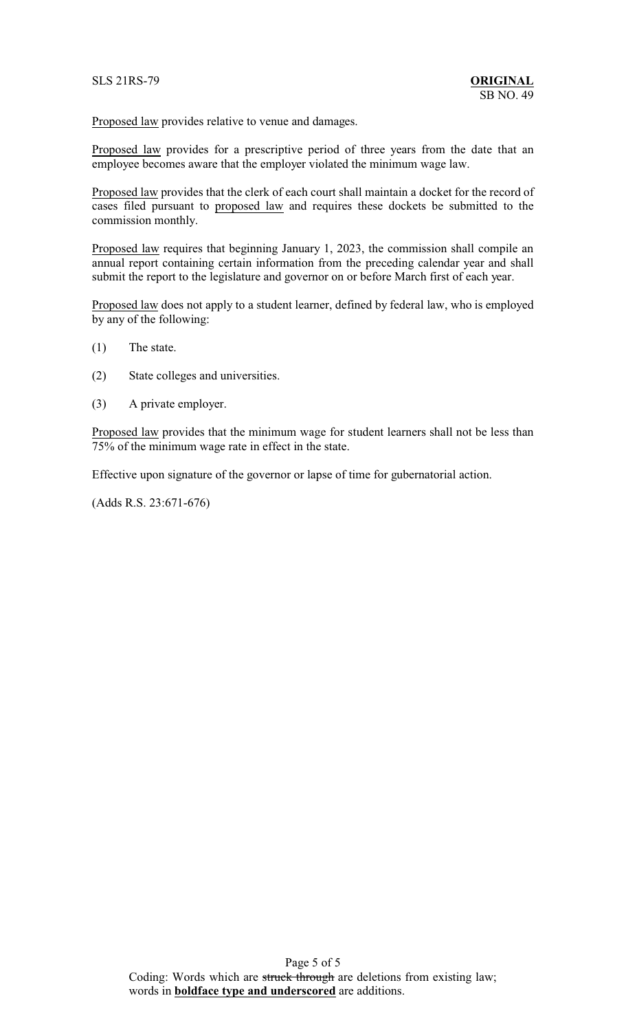Proposed law provides relative to venue and damages.

Proposed law provides for a prescriptive period of three years from the date that an employee becomes aware that the employer violated the minimum wage law.

Proposed law provides that the clerk of each court shall maintain a docket for the record of cases filed pursuant to proposed law and requires these dockets be submitted to the commission monthly.

Proposed law requires that beginning January 1, 2023, the commission shall compile an annual report containing certain information from the preceding calendar year and shall submit the report to the legislature and governor on or before March first of each year.

Proposed law does not apply to a student learner, defined by federal law, who is employed by any of the following:

(1) The state.

(2) State colleges and universities.

(3) A private employer.

Proposed law provides that the minimum wage for student learners shall not be less than 75% of the minimum wage rate in effect in the state.

Effective upon signature of the governor or lapse of time for gubernatorial action.

(Adds R.S. 23:671-676)

Coding: Words which are ~~struck through~~ are deletions from existing law; words in **underscored boldface type** are additions.